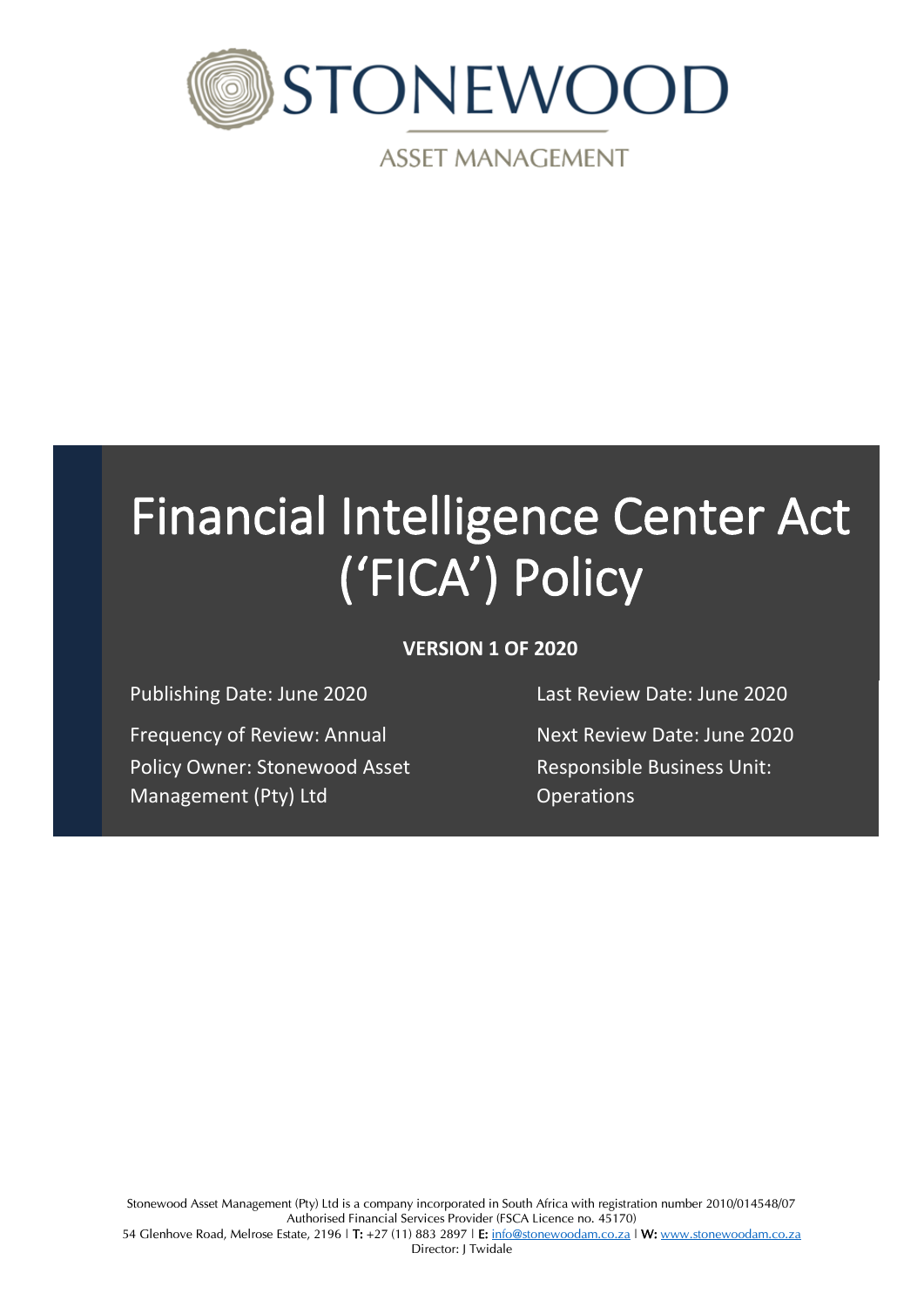STONEWOOD

ASSET MANAGEMENT

# Financial Intelligence Center Act ('FICA') Policy

**VERSION 1 OF 2020**

Publishing Date: June 2020

Last Review Date: June 2020

Frequency of Review: Annual

Next Review Date: June 2020

Policy Owner: Stonewood Asset Management (Pty) Ltd

Responsible Business Unit: Operations

Stonewood Asset Management (Pty) Ltd is a company incorporated in South Africa with registration number 2010/014548/07
Authorised Financial Services Provider (FSCA Licence no. 45170)
54 Glenhove Road, Melrose Estate, 2196 | **T:** +27 (11) 883 2897 | **E:** info@stonewoodam.co.za | **W:** www.stonewoodam.co.za
Director: J Twidale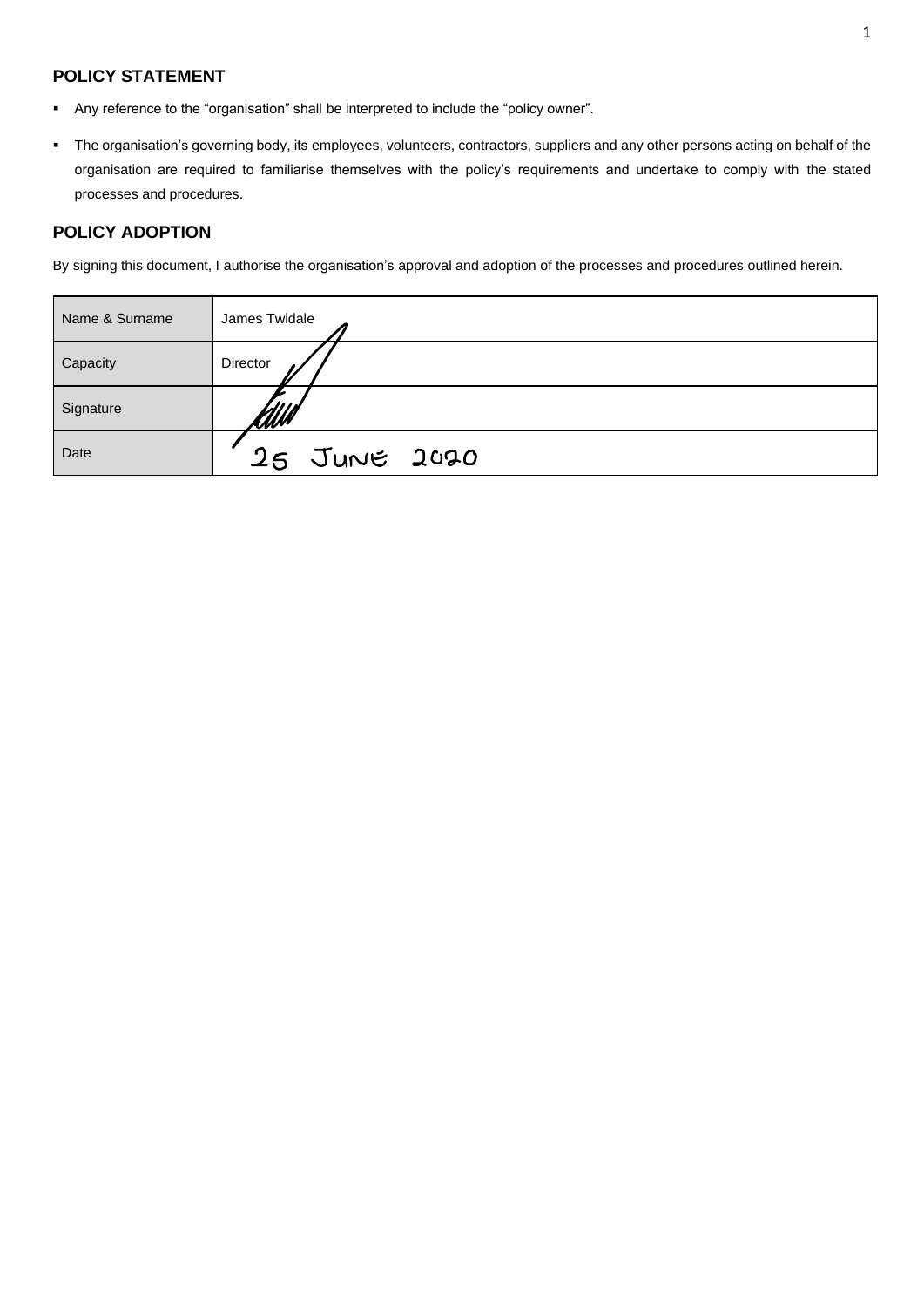## POLICY STATEMENT

- Any reference to the "organisation" shall be interpreted to include the "policy owner".
- The organisation's governing body, its employees, volunteers, contractors, suppliers and any other persons acting on behalf of the organisation are required to familiarise themselves with the policy's requirements and undertake to comply with the stated processes and procedures.

## POLICY ADOPTION

By signing this document, I authorise the organisation's approval and adoption of the processes and procedures outlined herein.

| Name & Surname | James Twidale |
|---|---|
| Capacity | Director |
| Signature | |
| Date | 25 JUNE 2020 |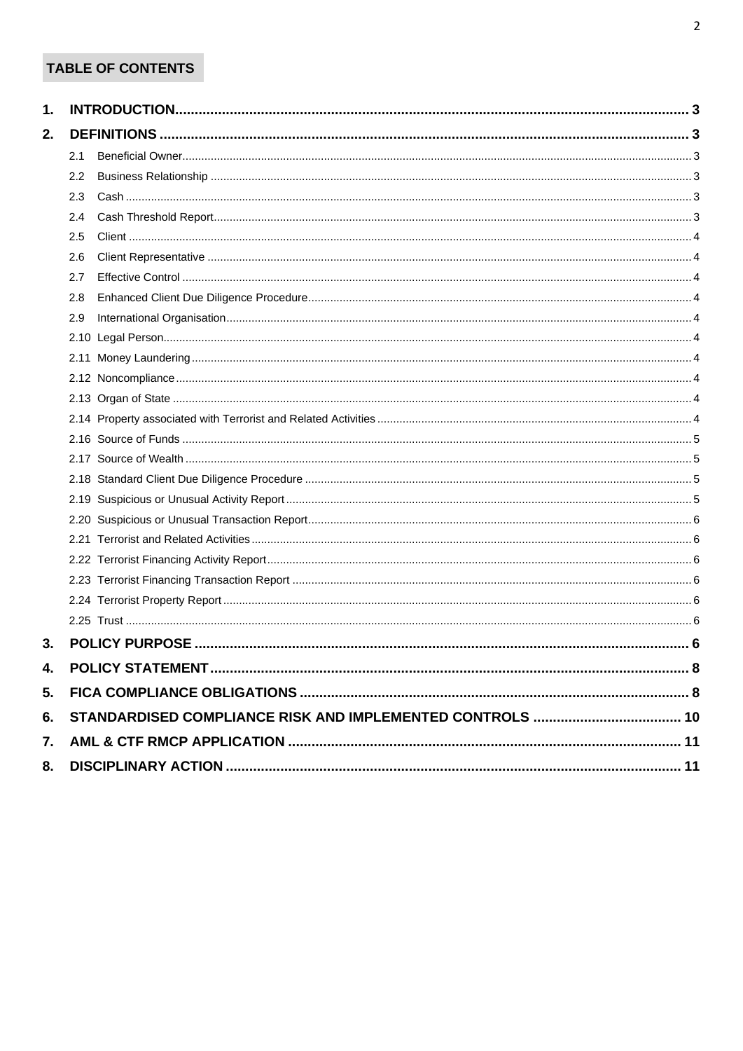## TABLE OF CONTENTS

1. INTRODUCTION .................................................. 3
2. DEFINITIONS .................................................. 3
   - 2.1 Beneficial Owner .................................................. 3
   - 2.2 Business Relationship .................................................. 3
   - 2.3 Cash .................................................. 3
   - 2.4 Cash Threshold Report .................................................. 3
   - 2.5 Client .................................................. 4
   - 2.6 Client Representative .................................................. 4
   - 2.7 Effective Control .................................................. 4
   - 2.8 Enhanced Client Due Diligence Procedure .................................................. 4
   - 2.9 International Organisation .................................................. 4
   - 2.10 Legal Person .................................................. 4
   - 2.11 Money Laundering .................................................. 4
   - 2.12 Noncompliance .................................................. 4
   - 2.13 Organ of State .................................................. 4
   - 2.14 Property associated with Terrorist and Related Activities .................................................. 4
   - 2.16 Source of Funds .................................................. 5
   - 2.17 Source of Wealth .................................................. 5
   - 2.18 Standard Client Due Diligence Procedure .................................................. 5
   - 2.19 Suspicious or Unusual Activity Report .................................................. 5
   - 2.20 Suspicious or Unusual Transaction Report .................................................. 6
   - 2.21 Terrorist and Related Activities .................................................. 6
   - 2.22 Terrorist Financing Activity Report .................................................. 6
   - 2.23 Terrorist Financing Transaction Report .................................................. 6
   - 2.24 Terrorist Property Report .................................................. 6
   - 2.25 Trust .................................................. 6
3. POLICY PURPOSE .................................................. 6
4. POLICY STATEMENT .................................................. 8
5. FICA COMPLIANCE OBLIGATIONS .................................................. 8
6. STANDARDISED COMPLIANCE RISK AND IMPLEMENTED CONTROLS .................................................. 10
7. AML & CTF RMCP APPLICATION .................................................. 11
8. DISCIPLINARY ACTION .................................................. 11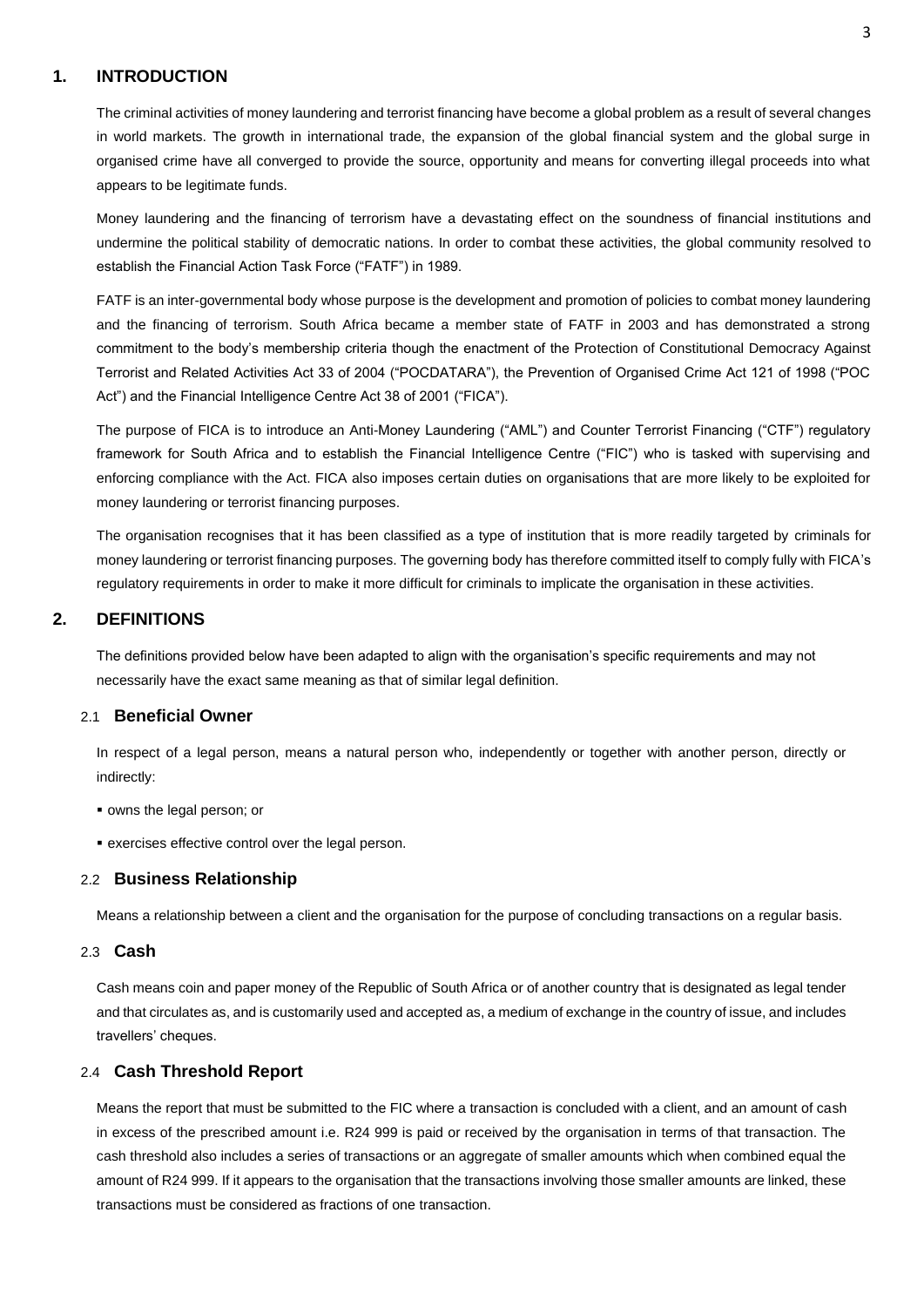## 1. INTRODUCTION

The criminal activities of money laundering and terrorist financing have become a global problem as a result of several changes in world markets. The growth in international trade, the expansion of the global financial system and the global surge in organised crime have all converged to provide the source, opportunity and means for converting illegal proceeds into what appears to be legitimate funds.

Money laundering and the financing of terrorism have a devastating effect on the soundness of financial institutions and undermine the political stability of democratic nations. In order to combat these activities, the global community resolved to establish the Financial Action Task Force ("FATF") in 1989.

FATF is an inter-governmental body whose purpose is the development and promotion of policies to combat money laundering and the financing of terrorism. South Africa became a member state of FATF in 2003 and has demonstrated a strong commitment to the body's membership criteria though the enactment of the Protection of Constitutional Democracy Against Terrorist and Related Activities Act 33 of 2004 ("POCDATARA"), the Prevention of Organised Crime Act 121 of 1998 ("POC Act") and the Financial Intelligence Centre Act 38 of 2001 ("FICA").

The purpose of FICA is to introduce an Anti-Money Laundering ("AML") and Counter Terrorist Financing ("CTF") regulatory framework for South Africa and to establish the Financial Intelligence Centre ("FIC") who is tasked with supervising and enforcing compliance with the Act. FICA also imposes certain duties on organisations that are more likely to be exploited for money laundering or terrorist financing purposes.

The organisation recognises that it has been classified as a type of institution that is more readily targeted by criminals for money laundering or terrorist financing purposes. The governing body has therefore committed itself to comply fully with FICA's regulatory requirements in order to make it more difficult for criminals to implicate the organisation in these activities.

## 2. DEFINITIONS

The definitions provided below have been adapted to align with the organisation's specific requirements and may not necessarily have the exact same meaning as that of similar legal definition.

### 2.1 Beneficial Owner

In respect of a legal person, means a natural person who, independently or together with another person, directly or indirectly:

- owns the legal person; or
- exercises effective control over the legal person.

### 2.2 Business Relationship

Means a relationship between a client and the organisation for the purpose of concluding transactions on a regular basis.

### 2.3 Cash

Cash means coin and paper money of the Republic of South Africa or of another country that is designated as legal tender and that circulates as, and is customarily used and accepted as, a medium of exchange in the country of issue, and includes travellers' cheques.

### 2.4 Cash Threshold Report

Means the report that must be submitted to the FIC where a transaction is concluded with a client, and an amount of cash in excess of the prescribed amount i.e. R24 999 is paid or received by the organisation in terms of that transaction. The cash threshold also includes a series of transactions or an aggregate of smaller amounts which when combined equal the amount of R24 999. If it appears to the organisation that the transactions involving those smaller amounts are linked, these transactions must be considered as fractions of one transaction.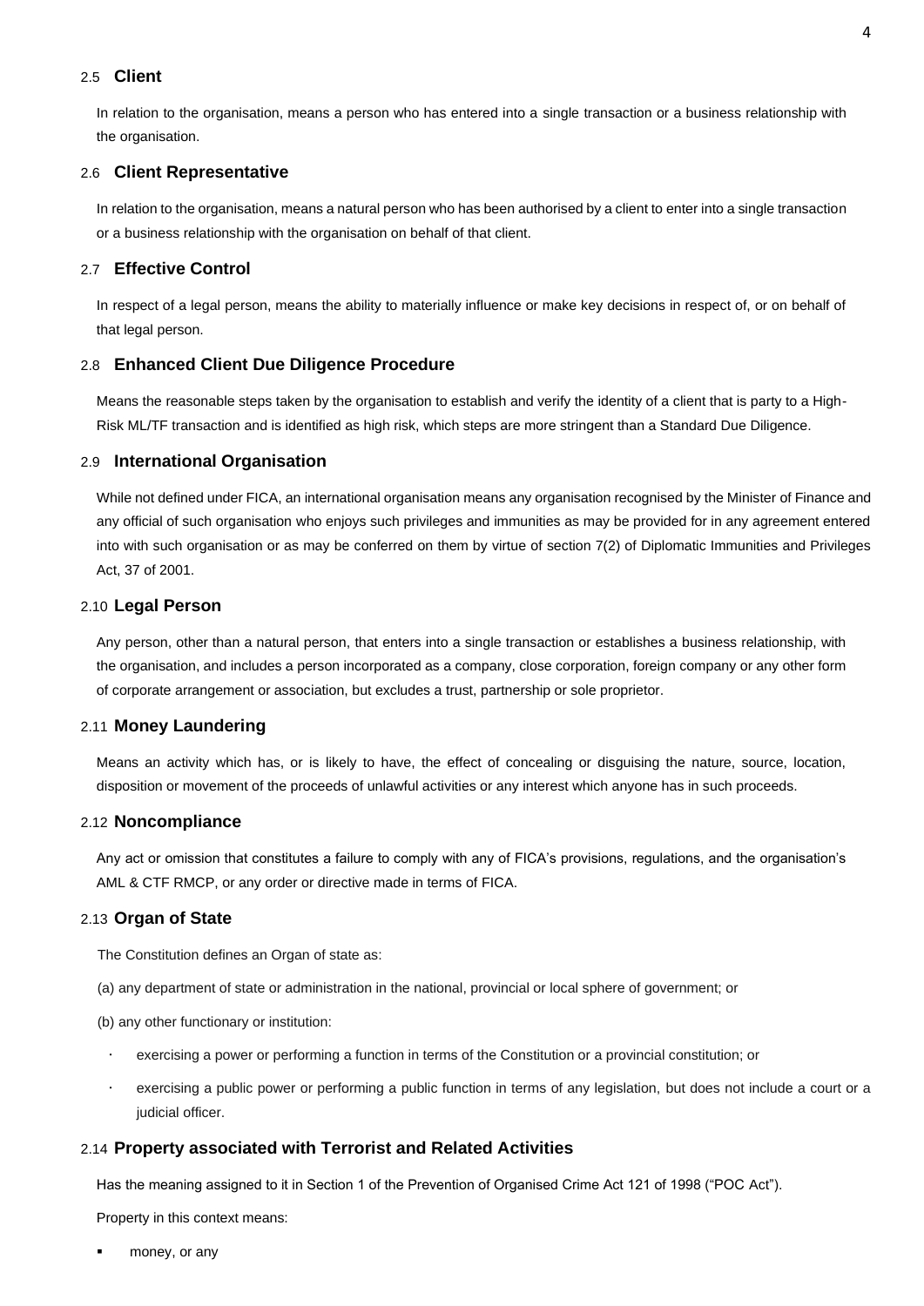### 2.5 Client

In relation to the organisation, means a person who has entered into a single transaction or a business relationship with the organisation.

### 2.6 Client Representative

In relation to the organisation, means a natural person who has been authorised by a client to enter into a single transaction or a business relationship with the organisation on behalf of that client.

### 2.7 Effective Control

In respect of a legal person, means the ability to materially influence or make key decisions in respect of, or on behalf of that legal person.

### 2.8 Enhanced Client Due Diligence Procedure

Means the reasonable steps taken by the organisation to establish and verify the identity of a client that is party to a High-Risk ML/TF transaction and is identified as high risk, which steps are more stringent than a Standard Due Diligence.

### 2.9 International Organisation

While not defined under FICA, an international organisation means any organisation recognised by the Minister of Finance and any official of such organisation who enjoys such privileges and immunities as may be provided for in any agreement entered into with such organisation or as may be conferred on them by virtue of section 7(2) of Diplomatic Immunities and Privileges Act, 37 of 2001.

### 2.10 Legal Person

Any person, other than a natural person, that enters into a single transaction or establishes a business relationship, with the organisation, and includes a person incorporated as a company, close corporation, foreign company or any other form of corporate arrangement or association, but excludes a trust, partnership or sole proprietor.

### 2.11 Money Laundering

Means an activity which has, or is likely to have, the effect of concealing or disguising the nature, source, location, disposition or movement of the proceeds of unlawful activities or any interest which anyone has in such proceeds.

### 2.12 Noncompliance

Any act or omission that constitutes a failure to comply with any of FICA's provisions, regulations, and the organisation's AML & CTF RMCP, or any order or directive made in terms of FICA.

### 2.13 Organ of State

The Constitution defines an Organ of state as:

(a) any department of state or administration in the national, provincial or local sphere of government; or

(b) any other functionary or institution:

- exercising a power or performing a function in terms of the Constitution or a provincial constitution; or
- exercising a public power or performing a public function in terms of any legislation, but does not include a court or a judicial officer.

### 2.14 Property associated with Terrorist and Related Activities

Has the meaning assigned to it in Section 1 of the Prevention of Organised Crime Act 121 of 1998 ("POC Act").

Property in this context means:

- money, or any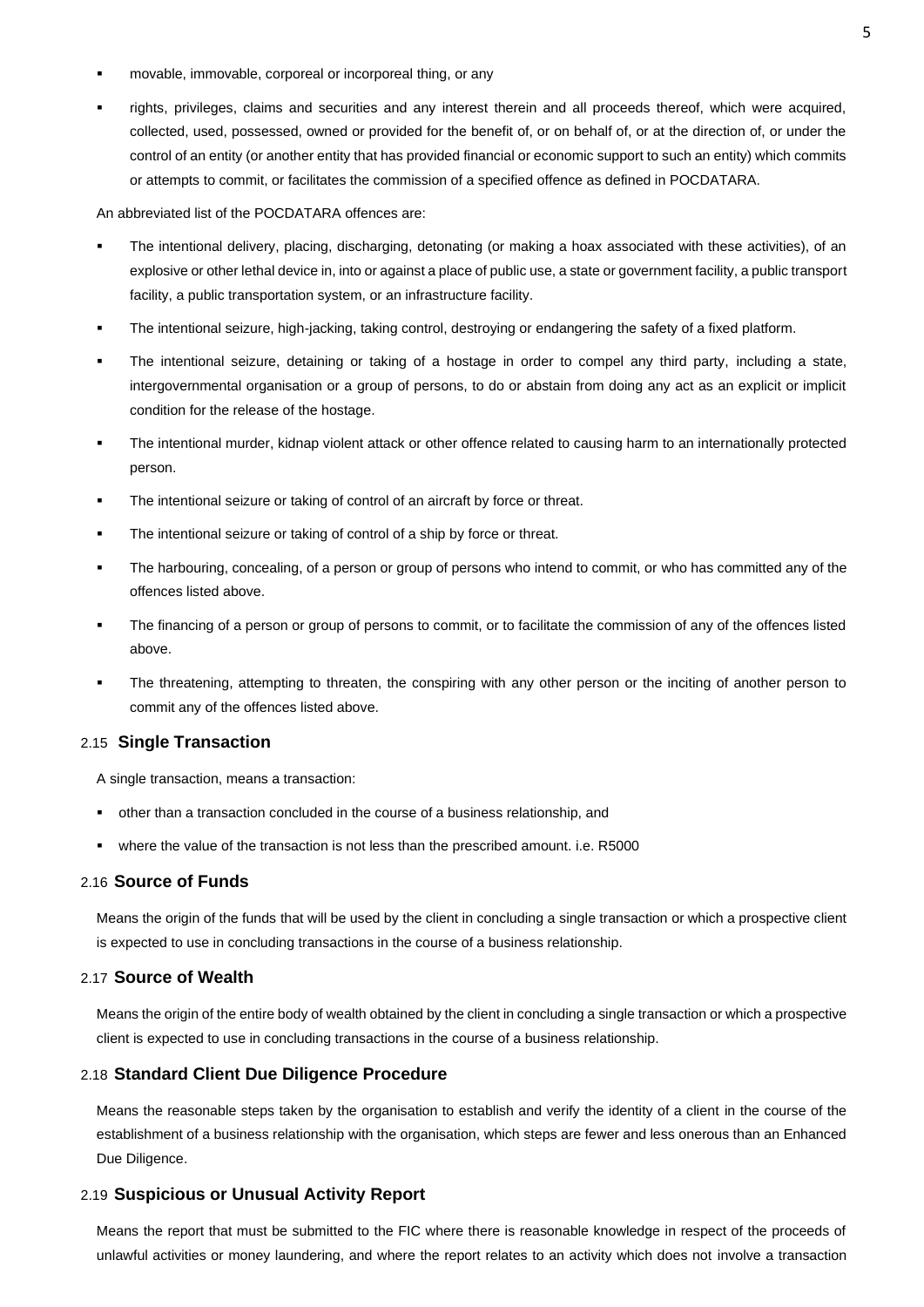- movable, immovable, corporeal or incorporeal thing, or any
- rights, privileges, claims and securities and any interest therein and all proceeds thereof, which were acquired, collected, used, possessed, owned or provided for the benefit of, or on behalf of, or at the direction of, or under the control of an entity (or another entity that has provided financial or economic support to such an entity) which commits or attempts to commit, or facilitates the commission of a specified offence as defined in POCDATARA.

An abbreviated list of the POCDATARA offences are:

- The intentional delivery, placing, discharging, detonating (or making a hoax associated with these activities), of an explosive or other lethal device in, into or against a place of public use, a state or government facility, a public transport facility, a public transportation system, or an infrastructure facility.
- The intentional seizure, high-jacking, taking control, destroying or endangering the safety of a fixed platform.
- The intentional seizure, detaining or taking of a hostage in order to compel any third party, including a state, intergovernmental organisation or a group of persons, to do or abstain from doing any act as an explicit or implicit condition for the release of the hostage.
- The intentional murder, kidnap violent attack or other offence related to causing harm to an internationally protected person.
- The intentional seizure or taking of control of an aircraft by force or threat.
- The intentional seizure or taking of control of a ship by force or threat.
- The harbouring, concealing, of a person or group of persons who intend to commit, or who has committed any of the offences listed above.
- The financing of a person or group of persons to commit, or to facilitate the commission of any of the offences listed above.
- The threatening, attempting to threaten, the conspiring with any other person or the inciting of another person to commit any of the offences listed above.

### 2.15 **Single Transaction**

A single transaction, means a transaction:

- other than a transaction concluded in the course of a business relationship, and
- where the value of the transaction is not less than the prescribed amount. i.e. R5000

### 2.16 **Source of Funds**

Means the origin of the funds that will be used by the client in concluding a single transaction or which a prospective client is expected to use in concluding transactions in the course of a business relationship.

### 2.17 **Source of Wealth**

Means the origin of the entire body of wealth obtained by the client in concluding a single transaction or which a prospective client is expected to use in concluding transactions in the course of a business relationship.

### 2.18 **Standard Client Due Diligence Procedure**

Means the reasonable steps taken by the organisation to establish and verify the identity of a client in the course of the establishment of a business relationship with the organisation, which steps are fewer and less onerous than an Enhanced Due Diligence.

### 2.19 **Suspicious or Unusual Activity Report**

Means the report that must be submitted to the FIC where there is reasonable knowledge in respect of the proceeds of unlawful activities or money laundering, and where the report relates to an activity which does not involve a transaction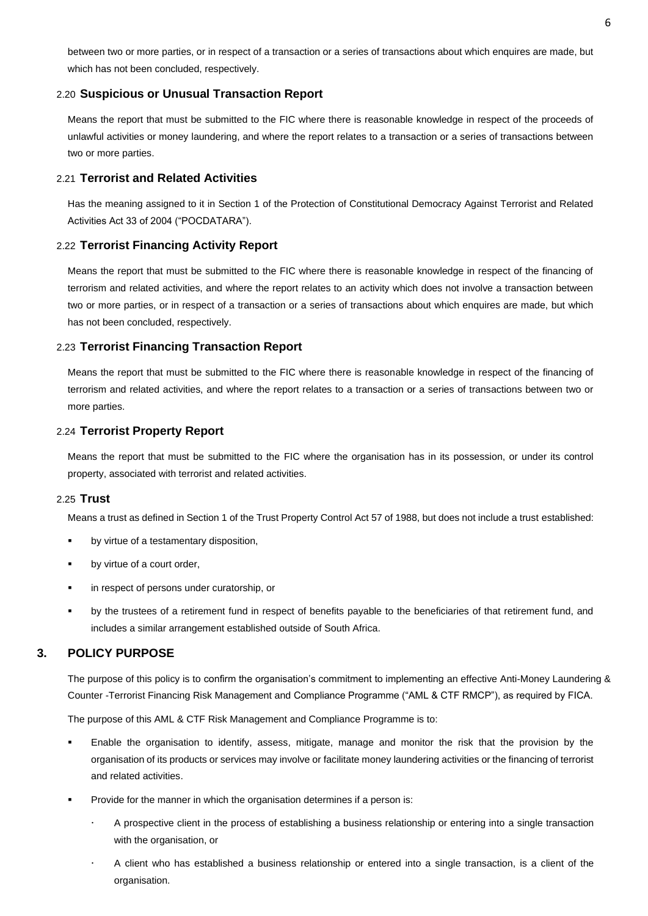between two or more parties, or in respect of a transaction or a series of transactions about which enquires are made, but which has not been concluded, respectively.

### 2.20 Suspicious or Unusual Transaction Report

Means the report that must be submitted to the FIC where there is reasonable knowledge in respect of the proceeds of unlawful activities or money laundering, and where the report relates to a transaction or a series of transactions between two or more parties.

### 2.21 Terrorist and Related Activities

Has the meaning assigned to it in Section 1 of the Protection of Constitutional Democracy Against Terrorist and Related Activities Act 33 of 2004 ("POCDATARA").

### 2.22 Terrorist Financing Activity Report

Means the report that must be submitted to the FIC where there is reasonable knowledge in respect of the financing of terrorism and related activities, and where the report relates to an activity which does not involve a transaction between two or more parties, or in respect of a transaction or a series of transactions about which enquires are made, but which has not been concluded, respectively.

### 2.23 Terrorist Financing Transaction Report

Means the report that must be submitted to the FIC where there is reasonable knowledge in respect of the financing of terrorism and related activities, and where the report relates to a transaction or a series of transactions between two or more parties.

### 2.24 Terrorist Property Report

Means the report that must be submitted to the FIC where the organisation has in its possession, or under its control property, associated with terrorist and related activities.

### 2.25 Trust

Means a trust as defined in Section 1 of the Trust Property Control Act 57 of 1988, but does not include a trust established:

- by virtue of a testamentary disposition,
- by virtue of a court order,
- in respect of persons under curatorship, or
- by the trustees of a retirement fund in respect of benefits payable to the beneficiaries of that retirement fund, and includes a similar arrangement established outside of South Africa.

## 3. POLICY PURPOSE

The purpose of this policy is to confirm the organisation's commitment to implementing an effective Anti-Money Laundering & Counter -Terrorist Financing Risk Management and Compliance Programme ("AML & CTF RMCP"), as required by FICA.

The purpose of this AML & CTF Risk Management and Compliance Programme is to:

- Enable the organisation to identify, assess, mitigate, manage and monitor the risk that the provision by the organisation of its products or services may involve or facilitate money laundering activities or the financing of terrorist and related activities.
- Provide for the manner in which the organisation determines if a person is:
    - A prospective client in the process of establishing a business relationship or entering into a single transaction with the organisation, or
    - A client who has established a business relationship or entered into a single transaction, is a client of the organisation.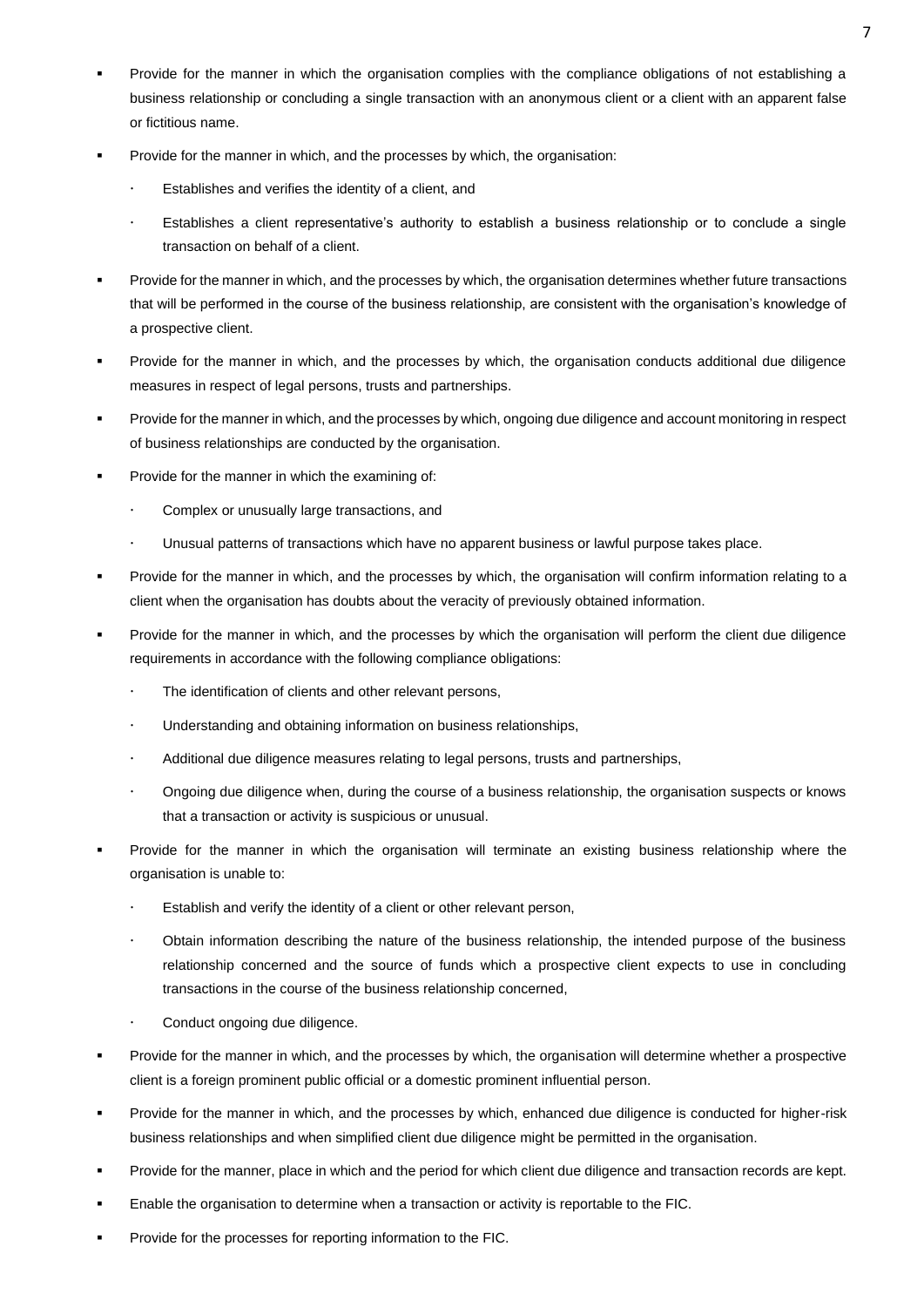- Provide for the manner in which the organisation complies with the compliance obligations of not establishing a business relationship or concluding a single transaction with an anonymous client or a client with an apparent false or fictitious name.
- Provide for the manner in which, and the processes by which, the organisation:
  - Establishes and verifies the identity of a client, and
  - Establishes a client representative's authority to establish a business relationship or to conclude a single transaction on behalf of a client.
- Provide for the manner in which, and the processes by which, the organisation determines whether future transactions that will be performed in the course of the business relationship, are consistent with the organisation's knowledge of a prospective client.
- Provide for the manner in which, and the processes by which, the organisation conducts additional due diligence measures in respect of legal persons, trusts and partnerships.
- Provide for the manner in which, and the processes by which, ongoing due diligence and account monitoring in respect of business relationships are conducted by the organisation.
- Provide for the manner in which the examining of:
  - Complex or unusually large transactions, and
  - Unusual patterns of transactions which have no apparent business or lawful purpose takes place.
- Provide for the manner in which, and the processes by which, the organisation will confirm information relating to a client when the organisation has doubts about the veracity of previously obtained information.
- Provide for the manner in which, and the processes by which the organisation will perform the client due diligence requirements in accordance with the following compliance obligations:
  - The identification of clients and other relevant persons,
  - Understanding and obtaining information on business relationships,
  - Additional due diligence measures relating to legal persons, trusts and partnerships,
  - Ongoing due diligence when, during the course of a business relationship, the organisation suspects or knows that a transaction or activity is suspicious or unusual.
- Provide for the manner in which the organisation will terminate an existing business relationship where the organisation is unable to:
  - Establish and verify the identity of a client or other relevant person,
  - Obtain information describing the nature of the business relationship, the intended purpose of the business relationship concerned and the source of funds which a prospective client expects to use in concluding transactions in the course of the business relationship concerned,
  - Conduct ongoing due diligence.
- Provide for the manner in which, and the processes by which, the organisation will determine whether a prospective client is a foreign prominent public official or a domestic prominent influential person.
- Provide for the manner in which, and the processes by which, enhanced due diligence is conducted for higher-risk business relationships and when simplified client due diligence might be permitted in the organisation.
- Provide for the manner, place in which and the period for which client due diligence and transaction records are kept.
- Enable the organisation to determine when a transaction or activity is reportable to the FIC.
- Provide for the processes for reporting information to the FIC.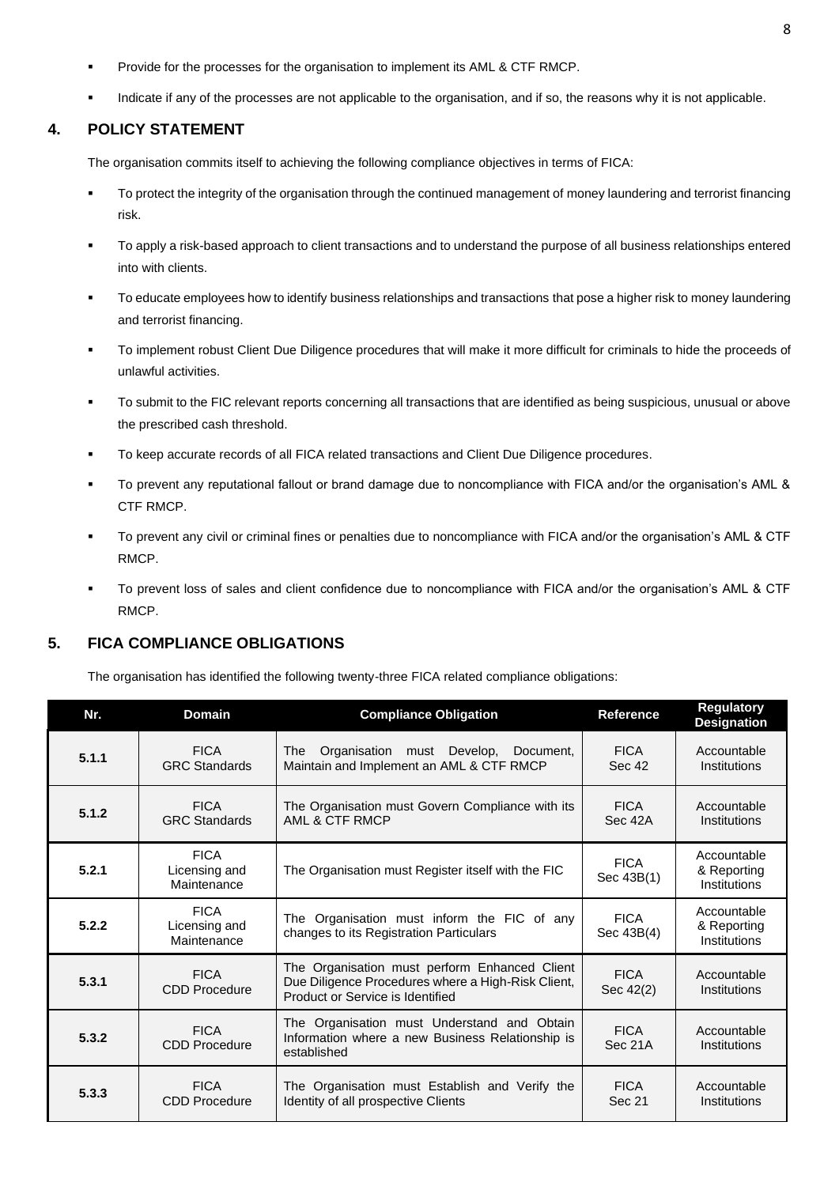- Provide for the processes for the organisation to implement its AML & CTF RMCP.
- Indicate if any of the processes are not applicable to the organisation, and if so, the reasons why it is not applicable.

## 4. POLICY STATEMENT

The organisation commits itself to achieving the following compliance objectives in terms of FICA:

- To protect the integrity of the organisation through the continued management of money laundering and terrorist financing risk.
- To apply a risk-based approach to client transactions and to understand the purpose of all business relationships entered into with clients.
- To educate employees how to identify business relationships and transactions that pose a higher risk to money laundering and terrorist financing.
- To implement robust Client Due Diligence procedures that will make it more difficult for criminals to hide the proceeds of unlawful activities.
- To submit to the FIC relevant reports concerning all transactions that are identified as being suspicious, unusual or above the prescribed cash threshold.
- To keep accurate records of all FICA related transactions and Client Due Diligence procedures.
- To prevent any reputational fallout or brand damage due to noncompliance with FICA and/or the organisation's AML & CTF RMCP.
- To prevent any civil or criminal fines or penalties due to noncompliance with FICA and/or the organisation's AML & CTF RMCP.
- To prevent loss of sales and client confidence due to noncompliance with FICA and/or the organisation's AML & CTF RMCP.

## 5. FICA COMPLIANCE OBLIGATIONS

The organisation has identified the following twenty-three FICA related compliance obligations:

| Nr. | Domain | Compliance Obligation | Reference | Regulatory Designation |
|---|---|---|---|---|
| 5.1.1 | FICA GRC Standards | The Organisation must Develop, Document, Maintain and Implement an AML & CTF RMCP | FICA Sec 42 | Accountable Institutions |
| 5.1.2 | FICA GRC Standards | The Organisation must Govern Compliance with its AML & CTF RMCP | FICA Sec 42A | Accountable Institutions |
| 5.2.1 | FICA Licensing and Maintenance | The Organisation must Register itself with the FIC | FICA Sec 43B(1) | Accountable & Reporting Institutions |
| 5.2.2 | FICA Licensing and Maintenance | The Organisation must inform the FIC of any changes to its Registration Particulars | FICA Sec 43B(4) | Accountable & Reporting Institutions |
| 5.3.1 | FICA CDD Procedure | The Organisation must perform Enhanced Client Due Diligence Procedures where a High-Risk Client, Product or Service is Identified | FICA Sec 42(2) | Accountable Institutions |
| 5.3.2 | FICA CDD Procedure | The Organisation must Understand and Obtain Information where a new Business Relationship is established | FICA Sec 21A | Accountable Institutions |
| 5.3.3 | FICA CDD Procedure | The Organisation must Establish and Verify the Identity of all prospective Clients | FICA Sec 21 | Accountable Institutions |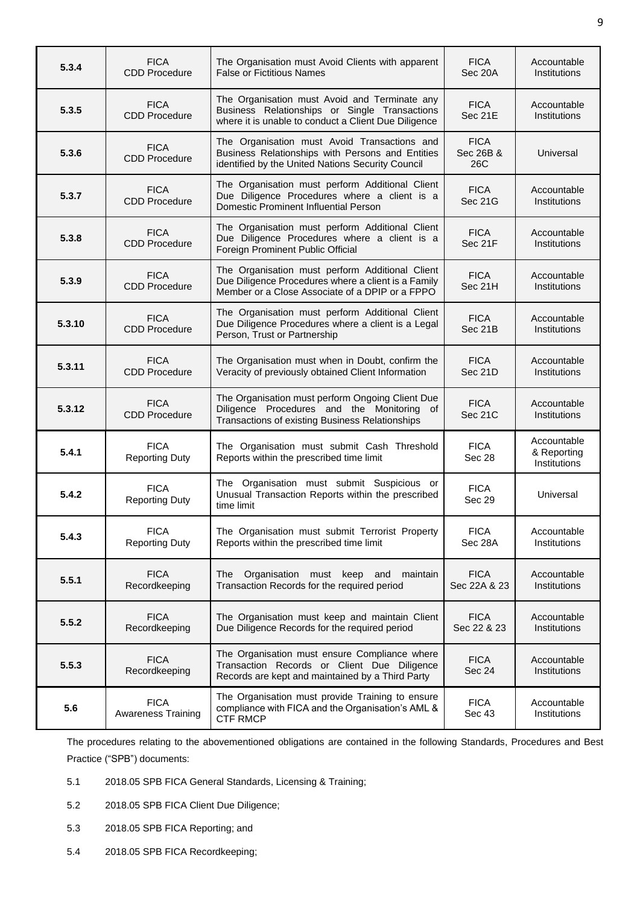| | | | | |
|---|---|---|---|---|
| **5.3.4** | FICA CDD Procedure | The Organisation must Avoid Clients with apparent False or Fictitious Names | FICA Sec 20A | Accountable Institutions |
| **5.3.5** | FICA CDD Procedure | The Organisation must Avoid and Terminate any Business Relationships or Single Transactions where it is unable to conduct a Client Due Diligence | FICA Sec 21E | Accountable Institutions |
| **5.3.6** | FICA CDD Procedure | The Organisation must Avoid Transactions and Business Relationships with Persons and Entities identified by the United Nations Security Council | FICA Sec 26B & 26C | Universal |
| **5.3.7** | FICA CDD Procedure | The Organisation must perform Additional Client Due Diligence Procedures where a client is a Domestic Prominent Influential Person | FICA Sec 21G | Accountable Institutions |
| **5.3.8** | FICA CDD Procedure | The Organisation must perform Additional Client Due Diligence Procedures where a client is a Foreign Prominent Public Official | FICA Sec 21F | Accountable Institutions |
| **5.3.9** | FICA CDD Procedure | The Organisation must perform Additional Client Due Diligence Procedures where a client is a Family Member or a Close Associate of a DPIP or a FPPO | FICA Sec 21H | Accountable Institutions |
| **5.3.10** | FICA CDD Procedure | The Organisation must perform Additional Client Due Diligence Procedures where a client is a Legal Person, Trust or Partnership | FICA Sec 21B | Accountable Institutions |
| **5.3.11** | FICA CDD Procedure | The Organisation must when in Doubt, confirm the Veracity of previously obtained Client Information | FICA Sec 21D | Accountable Institutions |
| **5.3.12** | FICA CDD Procedure | The Organisation must perform Ongoing Client Due Diligence Procedures and the Monitoring of Transactions of existing Business Relationships | FICA Sec 21C | Accountable Institutions |
| **5.4.1** | FICA Reporting Duty | The Organisation must submit Cash Threshold Reports within the prescribed time limit | FICA Sec 28 | Accountable & Reporting Institutions |
| **5.4.2** | FICA Reporting Duty | The Organisation must submit Suspicious or Unusual Transaction Reports within the prescribed time limit | FICA Sec 29 | Universal |
| **5.4.3** | FICA Reporting Duty | The Organisation must submit Terrorist Property Reports within the prescribed time limit | FICA Sec 28A | Accountable Institutions |
| **5.5.1** | FICA Recordkeeping | The Organisation must keep and maintain Transaction Records for the required period | FICA Sec 22A & 23 | Accountable Institutions |
| **5.5.2** | FICA Recordkeeping | The Organisation must keep and maintain Client Due Diligence Records for the required period | FICA Sec 22 & 23 | Accountable Institutions |
| **5.5.3** | FICA Recordkeeping | The Organisation must ensure Compliance where Transaction Records or Client Due Diligence Records are kept and maintained by a Third Party | FICA Sec 24 | Accountable Institutions |
| **5.6** | FICA Awareness Training | The Organisation must provide Training to ensure compliance with FICA and the Organisation's AML & CTF RMCP | FICA Sec 43 | Accountable Institutions |

The procedures relating to the abovementioned obligations are contained in the following Standards, Procedures and Best Practice ("SPB") documents:

5.1 2018.05 SPB FICA General Standards, Licensing & Training;

5.2 2018.05 SPB FICA Client Due Diligence;

5.3 2018.05 SPB FICA Reporting; and

5.4 2018.05 SPB FICA Recordkeeping;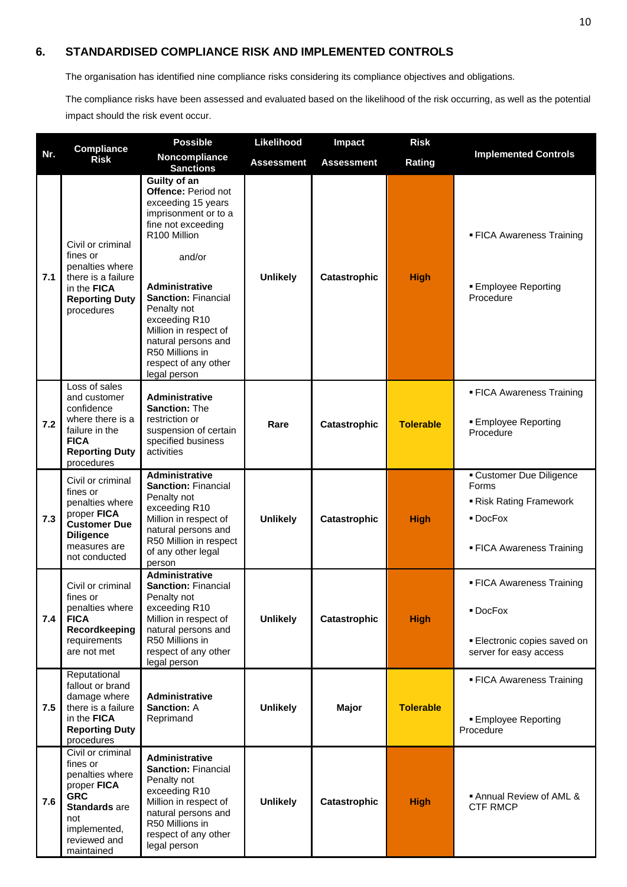## 6. STANDARDISED COMPLIANCE RISK AND IMPLEMENTED CONTROLS

The organisation has identified nine compliance risks considering its compliance objectives and obligations.

The compliance risks have been assessed and evaluated based on the likelihood of the risk occurring, as well as the potential impact should the risk event occur.

| Nr. | Compliance Risk | Possible Noncompliance Sanctions | Likelihood Assessment | Impact Assessment | Risk Rating | Implemented Controls |
|---|---|---|---|---|---|---|
| 7.1 | Civil or criminal fines or penalties where there is a failure in the **FICA Reporting Duty** procedures | **Guilty of an Offence:** Period not exceeding 15 years imprisonment or to a fine not exceeding R100 Million<br><br>and/or<br><br>**Administrative Sanction:** Financial Penalty not exceeding R10 Million in respect of natural persons and R50 Millions in respect of any other legal person | **Unlikely** | **Catastrophic** | **High** | ▪ FICA Awareness Training<br>▪ Employee Reporting Procedure |
| 7.2 | Loss of sales and customer confidence where there is a failure in the **FICA Reporting Duty** procedures | **Administrative Sanction:** The restriction or suspension of certain specified business activities | **Rare** | **Catastrophic** | **Tolerable** | ▪ FICA Awareness Training<br>▪ Employee Reporting Procedure |
| 7.3 | Civil or criminal fines or penalties where proper **FICA Customer Due Diligence** measures are not conducted | **Administrative Sanction:** Financial Penalty not exceeding R10 Million in respect of natural persons and R50 Million in respect of any other legal person | **Unlikely** | **Catastrophic** | **High** | ▪ Customer Due Diligence Forms<br>▪ Risk Rating Framework<br>▪ DocFox<br>▪ FICA Awareness Training |
| 7.4 | Civil or criminal fines or penalties where **FICA Recordkeeping** requirements are not met | **Administrative Sanction:** Financial Penalty not exceeding R10 Million in respect of natural persons and R50 Millions in respect of any other legal person | **Unlikely** | **Catastrophic** | **High** | ▪ FICA Awareness Training<br>▪ DocFox<br>▪ Electronic copies saved on server for easy access |
| 7.5 | Reputational fallout or brand damage where there is a failure in the **FICA Reporting Duty** procedures | **Administrative Sanction:** A Reprimand | **Unlikely** | **Major** | **Tolerable** | ▪ FICA Awareness Training<br>▪ Employee Reporting Procedure |
| 7.6 | Civil or criminal fines or penalties where proper **FICA GRC Standards** are not implemented, reviewed and maintained | **Administrative Sanction:** Financial Penalty not exceeding R10 Million in respect of natural persons and R50 Millions in respect of any other legal person | **Unlikely** | **Catastrophic** | **High** | ▪ Annual Review of AML & CTF RMCP |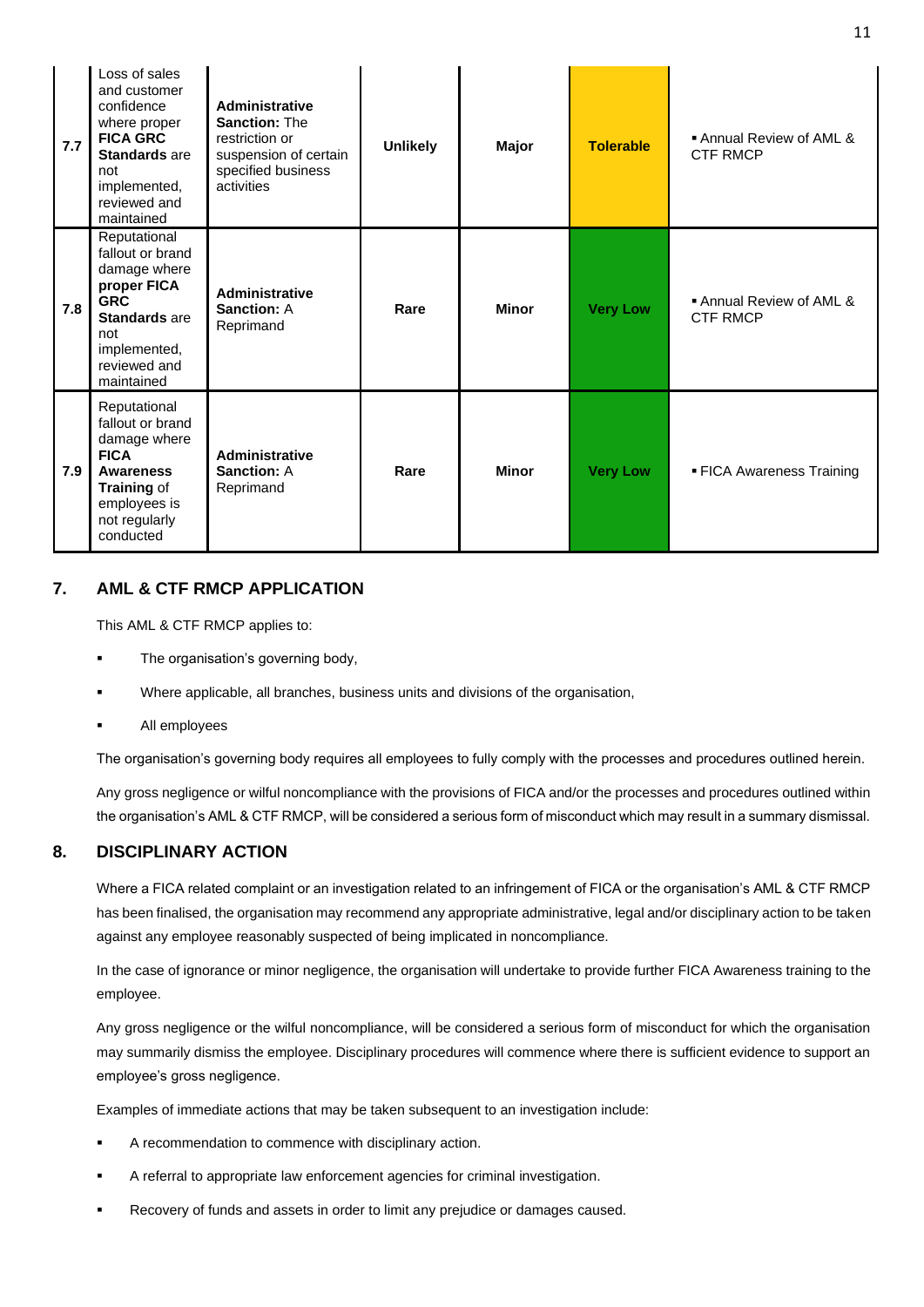| | | | | | | |
|---|---|---|---|---|---|---|
| 7.7 | Loss of sales and customer confidence where proper **FICA GRC Standards** are not implemented, reviewed and maintained | **Administrative Sanction:** The restriction or suspension of certain specified business activities | **Unlikely** | **Major** | **Tolerable** | ▪ Annual Review of AML & CTF RMCP |
| 7.8 | Reputational fallout or brand damage where **proper FICA GRC Standards** are not implemented, reviewed and maintained | **Administrative Sanction:** A Reprimand | **Rare** | **Minor** | **Very Low** | ▪ Annual Review of AML & CTF RMCP |
| 7.9 | Reputational fallout or brand damage where **FICA Awareness Training** of employees is not regularly conducted | **Administrative Sanction:** A Reprimand | **Rare** | **Minor** | **Very Low** | ▪ FICA Awareness Training |

## 7. AML & CTF RMCP APPLICATION

This AML & CTF RMCP applies to:

- The organisation's governing body,
- Where applicable, all branches, business units and divisions of the organisation,
- All employees

The organisation's governing body requires all employees to fully comply with the processes and procedures outlined herein.

Any gross negligence or wilful noncompliance with the provisions of FICA and/or the processes and procedures outlined within the organisation's AML & CTF RMCP, will be considered a serious form of misconduct which may result in a summary dismissal.

## 8. DISCIPLINARY ACTION

Where a FICA related complaint or an investigation related to an infringement of FICA or the organisation's AML & CTF RMCP has been finalised, the organisation may recommend any appropriate administrative, legal and/or disciplinary action to be taken against any employee reasonably suspected of being implicated in noncompliance.

In the case of ignorance or minor negligence, the organisation will undertake to provide further FICA Awareness training to the employee.

Any gross negligence or the wilful noncompliance, will be considered a serious form of misconduct for which the organisation may summarily dismiss the employee. Disciplinary procedures will commence where there is sufficient evidence to support an employee's gross negligence.

Examples of immediate actions that may be taken subsequent to an investigation include:

- A recommendation to commence with disciplinary action.
- A referral to appropriate law enforcement agencies for criminal investigation.
- Recovery of funds and assets in order to limit any prejudice or damages caused.